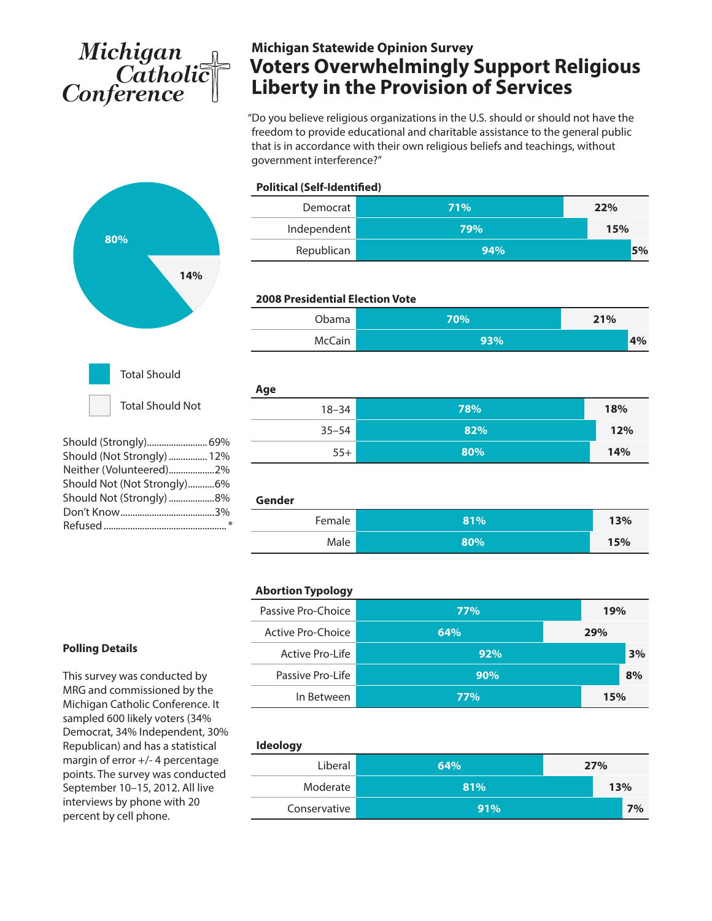Michigan Catholic Conference

**Michigan Statewide Opinion Survey**

# Voters Overwhelmingly Support Religious Liberty in the Provision of Services

"Do you believe religious organizations in the U.S. should or should not have the freedom to provide educational and charitable assistance to the general public that is in accordance with their own religious beliefs and teachings, without government interference?"

| | Total Should | Total Should Not |
|---|---|---|
| Total | 80% | 14% |

- Should (Strongly) ........ 69%
- Should (Not Strongly) ........ 12%
- Neither (Volunteered) ........ 2%
- Should Not (Not Strongly) ........ 6%
- Should Not (Strongly) ........ 8%
- Don't Know ........ 3%
- Refused ........ *

**Political (Self-Identified)**

| | Total Should | Total Should Not |
|---|---|---|
| Democrat | 71% | 22% |
| Independent | 79% | 15% |
| Republican | 94% | 5% |

**2008 Presidential Election Vote**

| | Total Should | Total Should Not |
|---|---|---|
| Obama | 70% | 21% |
| McCain | 93% | 4% |

**Age**

| | Total Should | Total Should Not |
|---|---|---|
| 18–34 | 78% | 18% |
| 35–54 | 82% | 12% |
| 55+ | 80% | 14% |

**Gender**

| | Total Should | Total Should Not |
|---|---|---|
| Female | 81% | 13% |
| Male | 80% | 15% |

**Abortion Typology**

| | Total Should | Total Should Not |
|---|---|---|
| Passive Pro-Choice | 77% | 19% |
| Active Pro-Choice | 64% | 29% |
| Active Pro-Life | 92% | 3% |
| Passive Pro-Life | 90% | 8% |
| In Between | 77% | 15% |

**Ideology**

| | Total Should | Total Should Not |
|---|---|---|
| Liberal | 64% | 27% |
| Moderate | 81% | 13% |
| Conservative | 91% | 7% |

**Polling Details**

This survey was conducted by MRG and commissioned by the Michigan Catholic Conference. It sampled 600 likely voters (34% Democrat, 34% Independent, 30% Republican) and has a statistical margin of error +/- 4 percentage points. The survey was conducted September 10–15, 2012. All live interviews by phone with 20 percent by cell phone.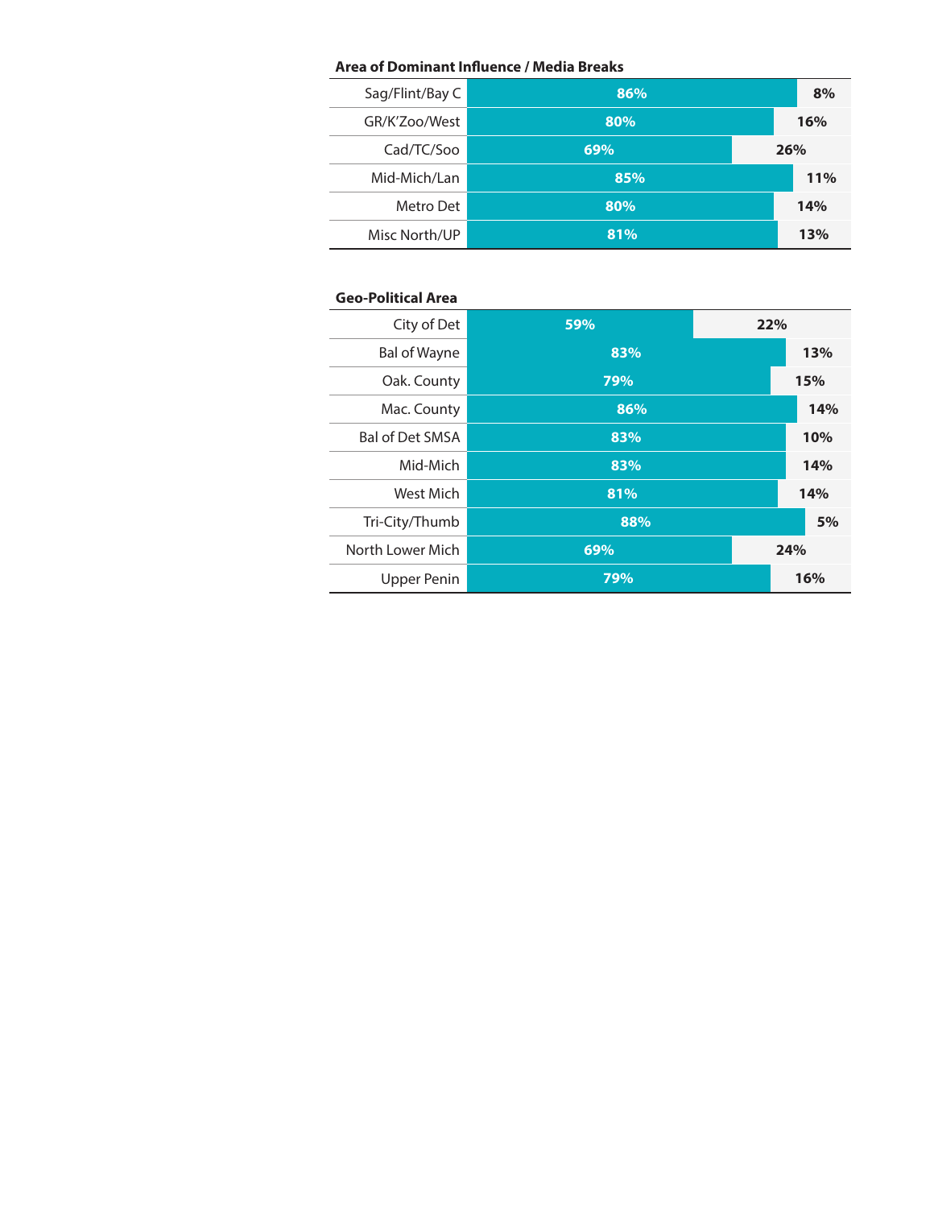**Area of Dominant Influence / Media Breaks**

Sag/Flint/Bay C 86% 8%

GR/K'Zoo/West 80% 16%

Cad/TC/Soo 69% 26%

Mid-Mich/Lan 85% 11%

Metro Det 80% 14%

Misc North/UP 81% 13%

**Geo-Political Area**

City of Det 59% 22%

Bal of Wayne 83% 13%

Oak. County 79% 15%

Mac. County 86% 14%

Bal of Det SMSA 83% 10%

Mid-Mich 83% 14%

West Mich 81% 14%

Tri-City/Thumb 88% 5%

North Lower Mich 69% 24%

Upper Penin 79% 16%